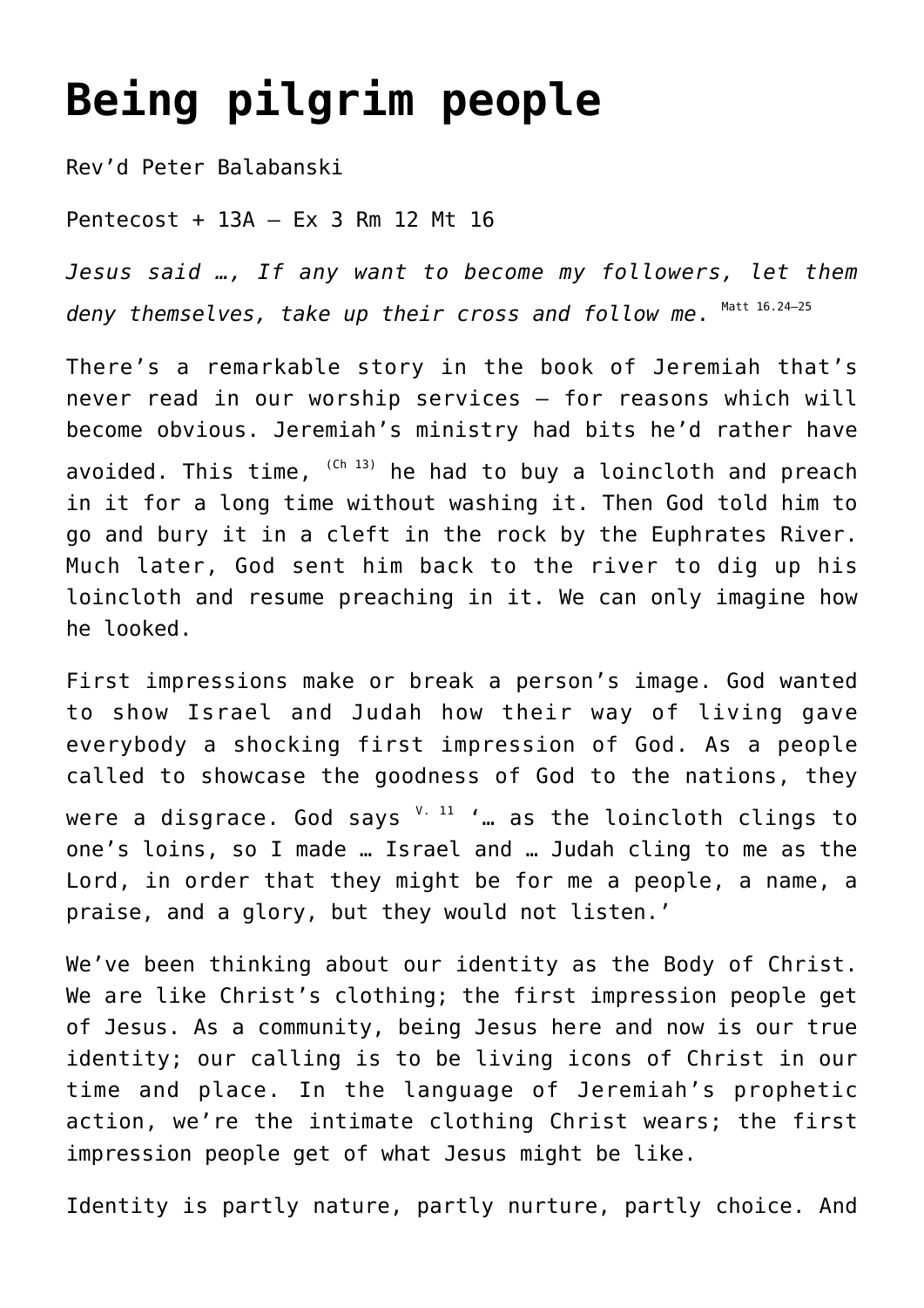# Being pilgrim people

Rev'd Peter Balabanski

Pentecost + 13A – Ex 3 Rm 12 Mt 16

*Jesus said …, If any want to become my followers, let them deny themselves, take up their cross and follow me*. [Matt 16.24–25]

There's a remarkable story in the book of Jeremiah that's never read in our worship services – for reasons which will become obvious. Jeremiah's ministry had bits he'd rather have avoided. This time, [(Ch 13)] he had to buy a loincloth and preach in it for a long time without washing it. Then God told him to go and bury it in a cleft in the rock by the Euphrates River. Much later, God sent him back to the river to dig up his loincloth and resume preaching in it. We can only imagine how he looked.

First impressions make or break a person's image. God wanted to show Israel and Judah how their way of living gave everybody a shocking first impression of God. As a people called to showcase the goodness of God to the nations, they were a disgrace. God says [V. 11] '… as the loincloth clings to one's loins, so I made … Israel and … Judah cling to me as the Lord, in order that they might be for me a people, a name, a praise, and a glory, but they would not listen.'

We've been thinking about our identity as the Body of Christ. We are like Christ's clothing; the first impression people get of Jesus. As a community, being Jesus here and now is our true identity; our calling is to be living icons of Christ in our time and place. In the language of Jeremiah's prophetic action, we're the intimate clothing Christ wears; the first impression people get of what Jesus might be like.

Identity is partly nature, partly nurture, partly choice. And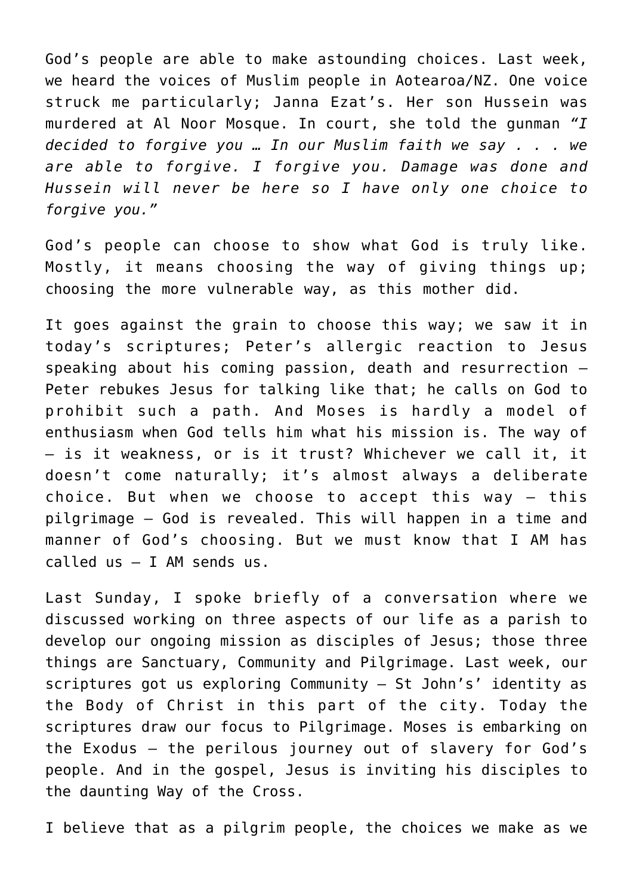God's people are able to make astounding choices. Last week, we heard the voices of Muslim people in Aotearoa/NZ. One voice struck me particularly; Janna Ezat's. Her son Hussein was murdered at Al Noor Mosque. In court, she told the gunman *"I decided to forgive you … In our Muslim faith we say . . . we are able to forgive. I forgive you. Damage was done and Hussein will never be here so I have only one choice to forgive you."*

God's people can choose to show what God is truly like. Mostly, it means choosing the way of giving things up; choosing the more vulnerable way, as this mother did.

It goes against the grain to choose this way; we saw it in today's scriptures; Peter's allergic reaction to Jesus speaking about his coming passion, death and resurrection – Peter rebukes Jesus for talking like that; he calls on God to prohibit such a path. And Moses is hardly a model of enthusiasm when God tells him what his mission is. The way of – is it weakness, or is it trust? Whichever we call it, it doesn't come naturally; it's almost always a deliberate choice. But when we choose to accept this way – this pilgrimage – God is revealed. This will happen in a time and manner of God's choosing. But we must know that I AM has called us – I AM sends us.

Last Sunday, I spoke briefly of a conversation where we discussed working on three aspects of our life as a parish to develop our ongoing mission as disciples of Jesus; those three things are Sanctuary, Community and Pilgrimage. Last week, our scriptures got us exploring Community – St John's' identity as the Body of Christ in this part of the city. Today the scriptures draw our focus to Pilgrimage. Moses is embarking on the Exodus – the perilous journey out of slavery for God's people. And in the gospel, Jesus is inviting his disciples to the daunting Way of the Cross.

I believe that as a pilgrim people, the choices we make as we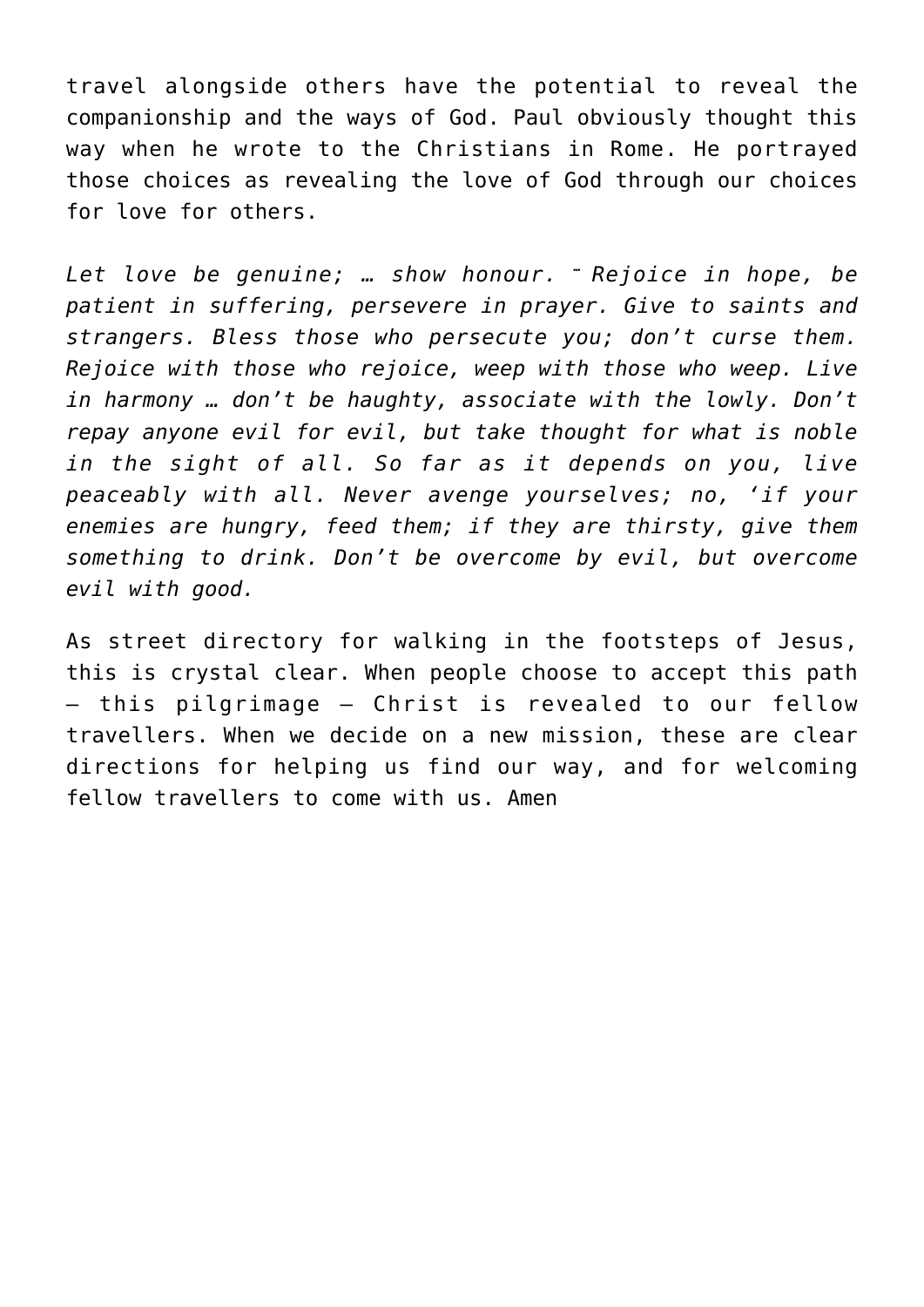travel alongside others have the potential to reveal the companionship and the ways of God. Paul obviously thought this way when he wrote to the Christians in Rome. He portrayed those choices as revealing the love of God through our choices for love for others.

*Let love be genuine; … show honour. ¨ Rejoice in hope, be patient in suffering, persevere in prayer. Give to saints and strangers. Bless those who persecute you; don't curse them. Rejoice with those who rejoice, weep with those who weep. Live in harmony … don't be haughty, associate with the lowly. Don't repay anyone evil for evil, but take thought for what is noble in the sight of all. So far as it depends on you, live peaceably with all. Never avenge yourselves; no, 'if your enemies are hungry, feed them; if they are thirsty, give them something to drink. Don't be overcome by evil, but overcome evil with good.*

As street directory for walking in the footsteps of Jesus, this is crystal clear. When people choose to accept this path – this pilgrimage – Christ is revealed to our fellow travellers. When we decide on a new mission, these are clear directions for helping us find our way, and for welcoming fellow travellers to come with us. Amen